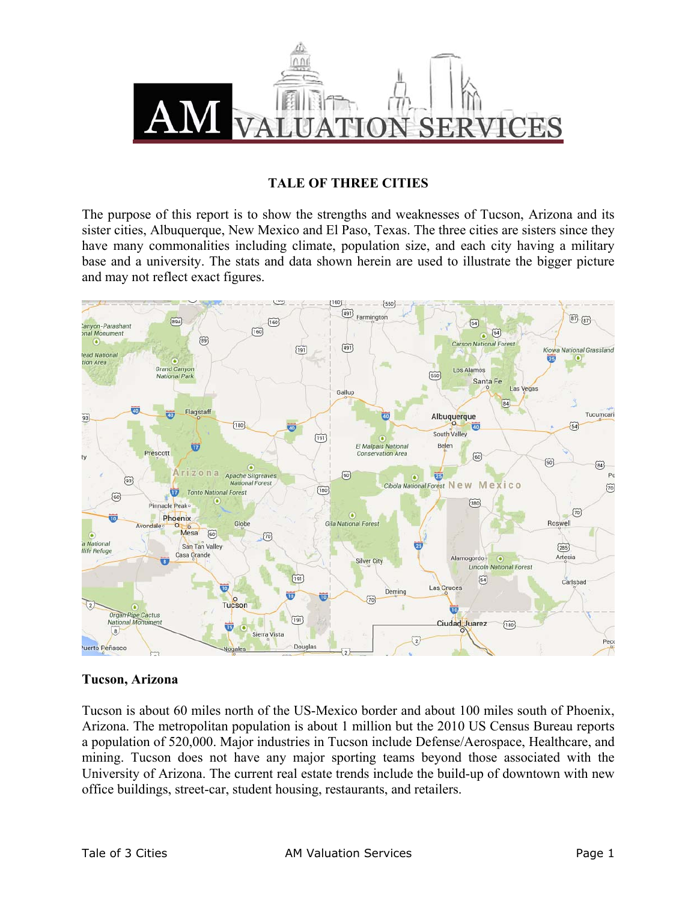# TALE OF THREE CITIES

The purpose of this report is to show the strengths and weaknesses of Tucson, Arizona and its sister cities, Albuquerque, New Mexico and El Paso, Texas. The three cities are sisters since they have many commonalities including climate, population size, and each city having a military base and a university. The stats and data shown herein are used to illustrate the bigger picture and may not reflect exact figures.

## Tucson, Arizona

Tucson is about 60 miles north of the US-Mexico border and about 100 miles south of Phoenix, Arizona. The metropolitan population is about 1 million but the 2010 US Census Bureau reports a population of 520,000. Major industries in Tucson include Defense/Aerospace, Healthcare, and mining. Tucson does not have any major sporting teams beyond those associated with the University of Arizona. The current real estate trends include the build-up of downtown with new office buildings, street-car, student housing, restaurants, and retailers.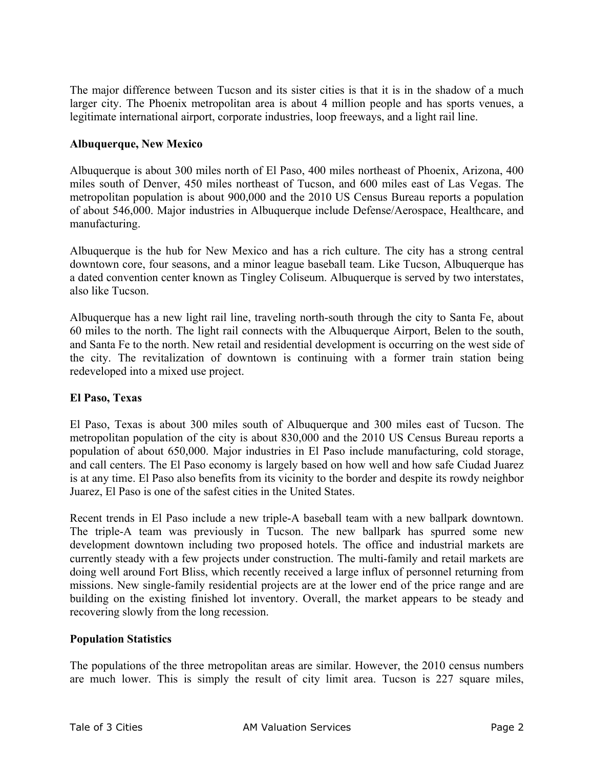The major difference between Tucson and its sister cities is that it is in the shadow of a much larger city. The Phoenix metropolitan area is about 4 million people and has sports venues, a legitimate international airport, corporate industries, loop freeways, and a light rail line.

### Albuquerque, New Mexico

Albuquerque is about 300 miles north of El Paso, 400 miles northeast of Phoenix, Arizona, 400 miles south of Denver, 450 miles northeast of Tucson, and 600 miles east of Las Vegas. The metropolitan population is about 900,000 and the 2010 US Census Bureau reports a population of about 546,000. Major industries in Albuquerque include Defense/Aerospace, Healthcare, and manufacturing.

Albuquerque is the hub for New Mexico and has a rich culture. The city has a strong central downtown core, four seasons, and a minor league baseball team. Like Tucson, Albuquerque has a dated convention center known as Tingley Coliseum. Albuquerque is served by two interstates, also like Tucson.

Albuquerque has a new light rail line, traveling north-south through the city to Santa Fe, about 60 miles to the north. The light rail connects with the Albuquerque Airport, Belen to the south, and Santa Fe to the north. New retail and residential development is occurring on the west side of the city. The revitalization of downtown is continuing with a former train station being redeveloped into a mixed use project.

### El Paso, Texas

El Paso, Texas is about 300 miles south of Albuquerque and 300 miles east of Tucson. The metropolitan population of the city is about 830,000 and the 2010 US Census Bureau reports a population of about 650,000. Major industries in El Paso include manufacturing, cold storage, and call centers. The El Paso economy is largely based on how well and how safe Ciudad Juarez is at any time. El Paso also benefits from its vicinity to the border and despite its rowdy neighbor Juarez, El Paso is one of the safest cities in the United States.

Recent trends in El Paso include a new triple-A baseball team with a new ballpark downtown. The triple-A team was previously in Tucson. The new ballpark has spurred some new development downtown including two proposed hotels. The office and industrial markets are currently steady with a few projects under construction. The multi-family and retail markets are doing well around Fort Bliss, which recently received a large influx of personnel returning from missions. New single-family residential projects are at the lower end of the price range and are building on the existing finished lot inventory. Overall, the market appears to be steady and recovering slowly from the long recession.

### Population Statistics

The populations of the three metropolitan areas are similar. However, the 2010 census numbers are much lower. This is simply the result of city limit area. Tucson is 227 square miles,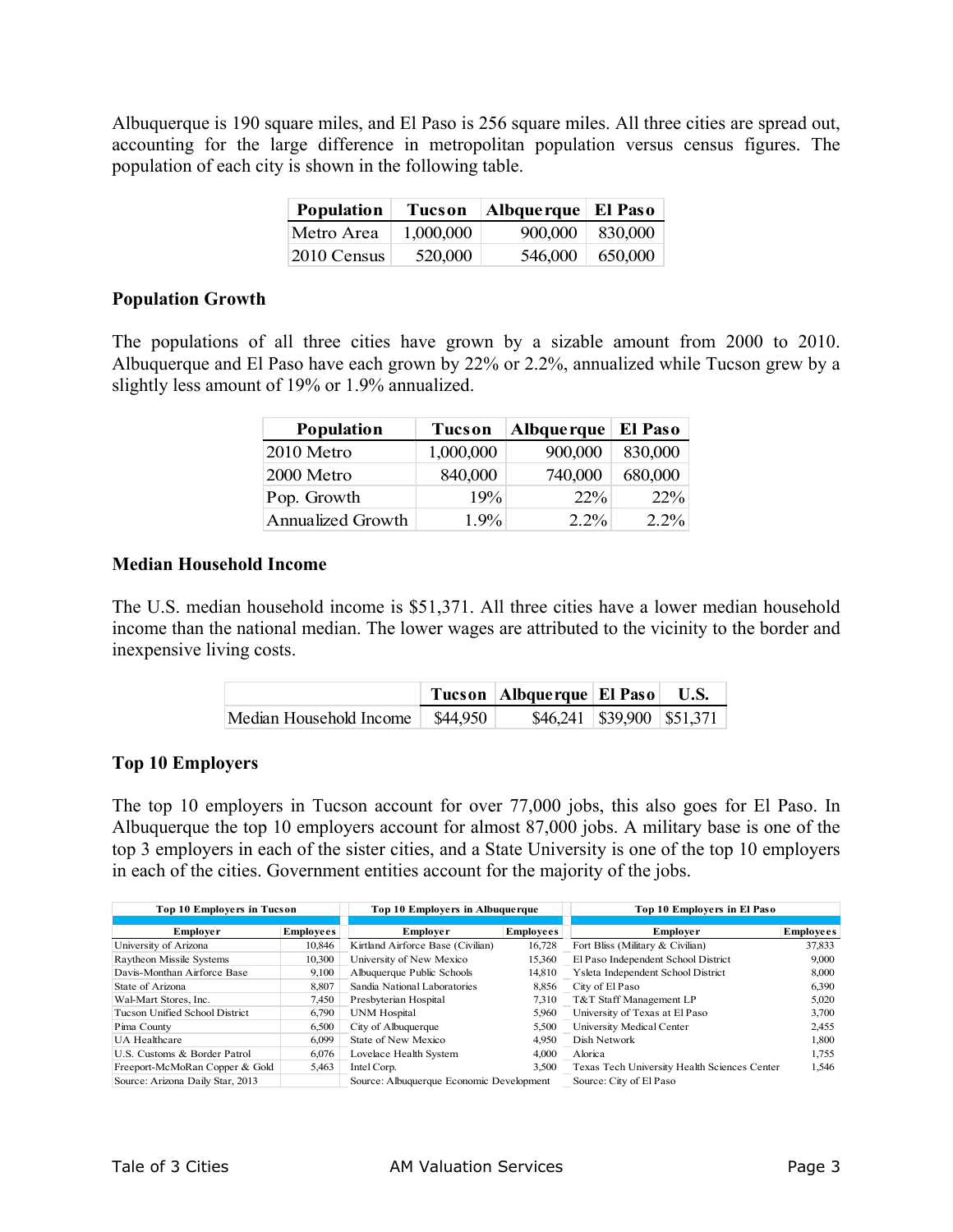Albuquerque is 190 square miles, and El Paso is 256 square miles. All three cities are spread out, accounting for the large difference in metropolitan population versus census figures. The population of each city is shown in the following table.

| Population | Tucson | Albquerque | El Paso |
|---|---|---|---|
| Metro Area | 1,000,000 | 900,000 | 830,000 |
| 2010 Census | 520,000 | 546,000 | 650,000 |

### Population Growth

The populations of all three cities have grown by a sizable amount from 2000 to 2010. Albuquerque and El Paso have each grown by 22% or 2.2%, annualized while Tucson grew by a slightly less amount of 19% or 1.9% annualized.

| Population | Tucson | Albquerque | El Paso |
|---|---|---|---|
| 2010 Metro | 1,000,000 | 900,000 | 830,000 |
| 2000 Metro | 840,000 | 740,000 | 680,000 |
| Pop. Growth | 19% | 22% | 22% |
| Annualized Growth | 1.9% | 2.2% | 2.2% |

### Median Household Income

The U.S. median household income is $51,371. All three cities have a lower median household income than the national median. The lower wages are attributed to the vicinity to the border and inexpensive living costs.

| | Tucson | Albuquerque | El Paso | U.S. |
|---|---|---|---|---|
| Median Household Income | $44,950 | $46,241 | $39,900 | $51,371 |

### Top 10 Employers

The top 10 employers in Tucson account for over 77,000 jobs, this also goes for El Paso. In Albuquerque the top 10 employers account for almost 87,000 jobs. A military base is one of the top 3 employers in each of the sister cities, and a State University is one of the top 10 employers in each of the cities. Government entities account for the majority of the jobs.

**Top 10 Employers in Tucson**

| Employer | Employees |
|---|---|
| University of Arizona | 10,846 |
| Raytheon Missile Systems | 10,300 |
| Davis-Monthan Airforce Base | 9,100 |
| State of Arizona | 8,807 |
| Wal-Mart Stores, Inc. | 7,450 |
| Tucson Unified School District | 6,790 |
| Pima County | 6,500 |
| UA Healthcare | 6,099 |
| U.S. Customs & Border Patrol | 6,076 |
| Freeport-McMoRan Copper & Gold | 5,463 |

Source: Arizona Daily Star, 2013

**Top 10 Employers in Albuquerque**

| Employer | Employees |
|---|---|
| Kirtland Airforce Base (Civilian) | 16,728 |
| University of New Mexico | 15,360 |
| Albuquerque Public Schools | 14,810 |
| Sandia National Laboratories | 8,856 |
| Presbyterian Hospital | 7,310 |
| UNM Hospital | 5,960 |
| City of Albuquerque | 5,500 |
| State of New Mexico | 4,950 |
| Lovelace Health System | 4,000 |
| Intel Corp. | 3,500 |

Source: Albuquerque Economic Development

**Top 10 Employers in El Paso**

| Employer | Employees |
|---|---|
| Fort Bliss (Military & Civilian) | 37,833 |
| El Paso Independent School District | 9,000 |
| Ysleta Independent School District | 8,000 |
| City of El Paso | 6,390 |
| T&T Staff Management LP | 5,020 |
| University of Texas at El Paso | 3,700 |
| University Medical Center | 2,455 |
| Dish Network | 1,800 |
| Alorica | 1,755 |
| Texas Tech University Health Sciences Center | 1,546 |

Source: City of El Paso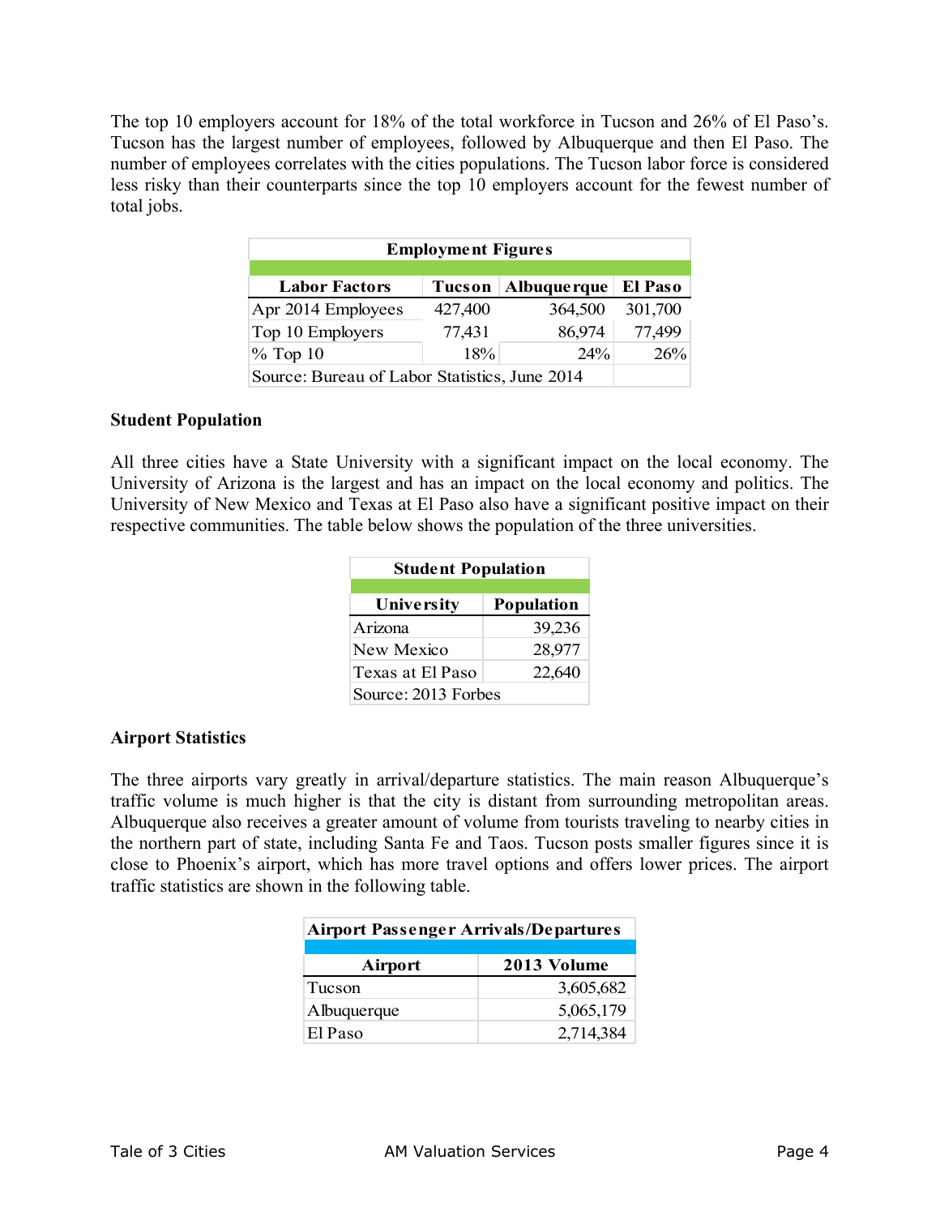The top 10 employers account for 18% of the total workforce in Tucson and 26% of El Paso's. Tucson has the largest number of employees, followed by Albuquerque and then El Paso. The number of employees correlates with the cities populations. The Tucson labor force is considered less risky than their counterparts since the top 10 employers account for the fewest number of total jobs.

| Employment Figures | | | |
|---|---|---|---|
| **Labor Factors** | **Tucson** | **Albuquerque** | **El Paso** |
| Apr 2014 Employees | 427,400 | 364,500 | 301,700 |
| Top 10 Employers | 77,431 | 86,974 | 77,499 |
| % Top 10 | 18% | 24% | 26% |
| Source: Bureau of Labor Statistics, June 2014 | | | |

**Student Population**

All three cities have a State University with a significant impact on the local economy. The University of Arizona is the largest and has an impact on the local economy and politics. The University of New Mexico and Texas at El Paso also have a significant positive impact on their respective communities. The table below shows the population of the three universities.

| Student Population | |
|---|---|
| **University** | **Population** |
| Arizona | 39,236 |
| New Mexico | 28,977 |
| Texas at El Paso | 22,640 |
| Source: 2013 Forbes | |

**Airport Statistics**

The three airports vary greatly in arrival/departure statistics. The main reason Albuquerque's traffic volume is much higher is that the city is distant from surrounding metropolitan areas. Albuquerque also receives a greater amount of volume from tourists traveling to nearby cities in the northern part of state, including Santa Fe and Taos. Tucson posts smaller figures since it is close to Phoenix's airport, which has more travel options and offers lower prices. The airport traffic statistics are shown in the following table.

| Airport Passenger Arrivals/Departures | |
|---|---|
| **Airport** | **2013 Volume** |
| Tucson | 3,605,682 |
| Albuquerque | 5,065,179 |
| El Paso | 2,714,384 |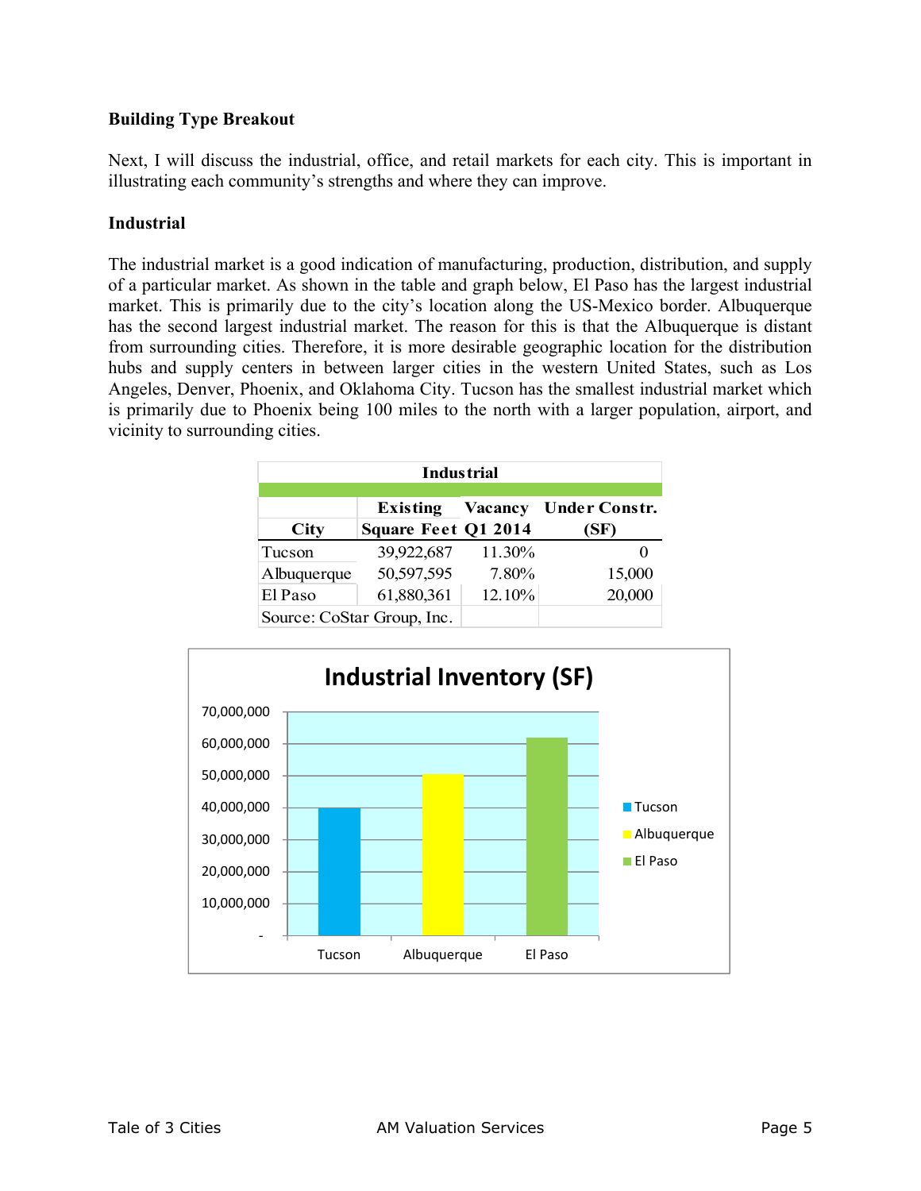### Building Type Breakout

Next, I will discuss the industrial, office, and retail markets for each city. This is important in illustrating each community's strengths and where they can improve.

### Industrial

The industrial market is a good indication of manufacturing, production, distribution, and supply of a particular market. As shown in the table and graph below, El Paso has the largest industrial market. This is primarily due to the city's location along the US-Mexico border. Albuquerque has the second largest industrial market. The reason for this is that the Albuquerque is distant from surrounding cities. Therefore, it is more desirable geographic location for the distribution hubs and supply centers in between larger cities in the western United States, such as Los Angeles, Denver, Phoenix, and Oklahoma City. Tucson has the smallest industrial market which is primarily due to Phoenix being 100 miles to the north with a larger population, airport, and vicinity to surrounding cities.

| Industrial | | | |
|---|---|---|---|
| City | Existing Square Feet | Vacancy Q1 2014 | Under Constr. (SF) |
| Tucson | 39,922,687 | 11.30% | 0 |
| Albuquerque | 50,597,595 | 7.80% | 15,000 |
| El Paso | 61,880,361 | 12.10% | 20,000 |
| Source: CoStar Group, Inc. | | | |

**Industrial Inventory (SF)**

| City | Industrial Inventory (SF) |
|---|---|
| Tucson | ~40,000,000 |
| Albuquerque | ~50,600,000 |
| El Paso | ~61,900,000 |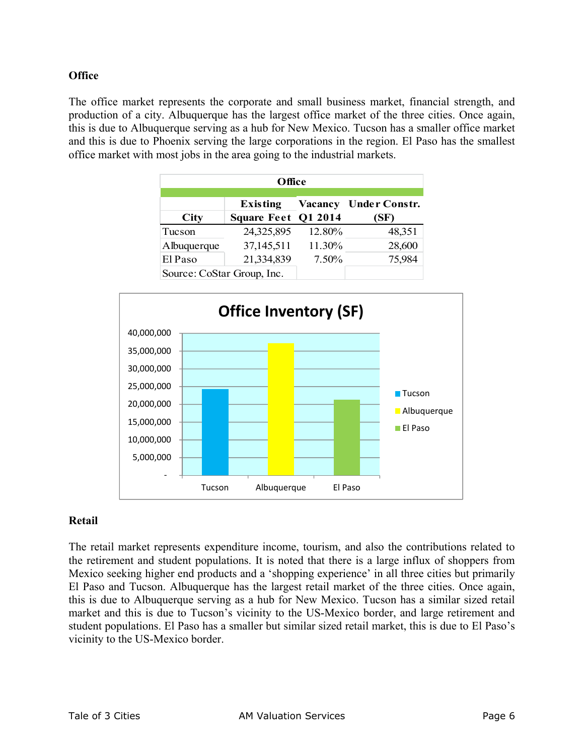## Office

The office market represents the corporate and small business market, financial strength, and production of a city. Albuquerque has the largest office market of the three cities. Once again, this is due to Albuquerque serving as a hub for New Mexico. Tucson has a smaller office market and this is due to Phoenix serving the large corporations in the region. El Paso has the smallest office market with most jobs in the area going to the industrial markets.

| Office | | | |
|---|---|---|---|
| City | Existing Square Feet | Vacancy Q1 2014 | Under Constr. (SF) |
| Tucson | 24,325,895 | 12.80% | 48,351 |
| Albuquerque | 37,145,511 | 11.30% | 28,600 |
| El Paso | 21,334,839 | 7.50% | 75,984 |
| Source: CoStar Group, Inc. | | | |

**Office Inventory (SF)**

| City | Office Inventory (SF) |
|---|---|
| Tucson | 24,325,895 |
| Albuquerque | 37,145,511 |
| El Paso | 21,334,839 |

## Retail

The retail market represents expenditure income, tourism, and also the contributions related to the retirement and student populations. It is noted that there is a large influx of shoppers from Mexico seeking higher end products and a 'shopping experience' in all three cities but primarily El Paso and Tucson. Albuquerque has the largest retail market of the three cities. Once again, this is due to Albuquerque serving as a hub for New Mexico. Tucson has a similar sized retail market and this is due to Tucson's vicinity to the US-Mexico border, and large retirement and student populations. El Paso has a smaller but similar sized retail market, this is due to El Paso's vicinity to the US-Mexico border.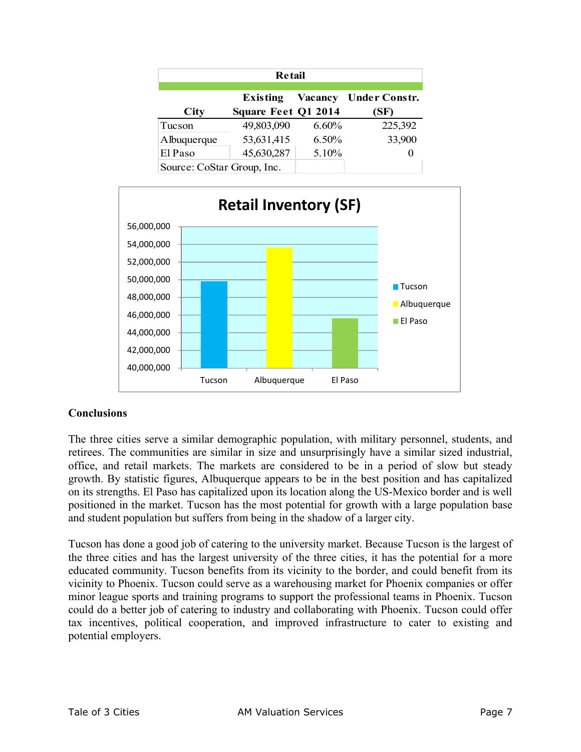| Retail | | | |
|---|---|---|---|
| City | Existing Square Feet | Vacancy Q1 2014 | Under Constr. (SF) |
| Tucson | 49,803,090 | 6.60% | 225,392 |
| Albuquerque | 53,631,415 | 6.50% | 33,900 |
| El Paso | 45,630,287 | 5.10% | 0 |
| Source: CoStar Group, Inc. | | | |

**Retail Inventory (SF)**

| City | Retail Inventory (SF) |
|---|---|
| Tucson | 49,803,090 |
| Albuquerque | 53,631,415 |
| El Paso | 45,630,287 |

## Conclusions

The three cities serve a similar demographic population, with military personnel, students, and retirees. The communities are similar in size and unsurprisingly have a similar sized industrial, office, and retail markets. The markets are considered to be in a period of slow but steady growth. By statistic figures, Albuquerque appears to be in the best position and has capitalized on its strengths. El Paso has capitalized upon its location along the US-Mexico border and is well positioned in the market. Tucson has the most potential for growth with a large population base and student population but suffers from being in the shadow of a larger city.

Tucson has done a good job of catering to the university market. Because Tucson is the largest of the three cities and has the largest university of the three cities, it has the potential for a more educated community. Tucson benefits from its vicinity to the border, and could benefit from its vicinity to Phoenix. Tucson could serve as a warehousing market for Phoenix companies or offer minor league sports and training programs to support the professional teams in Phoenix. Tucson could do a better job of catering to industry and collaborating with Phoenix. Tucson could offer tax incentives, political cooperation, and improved infrastructure to cater to existing and potential employers.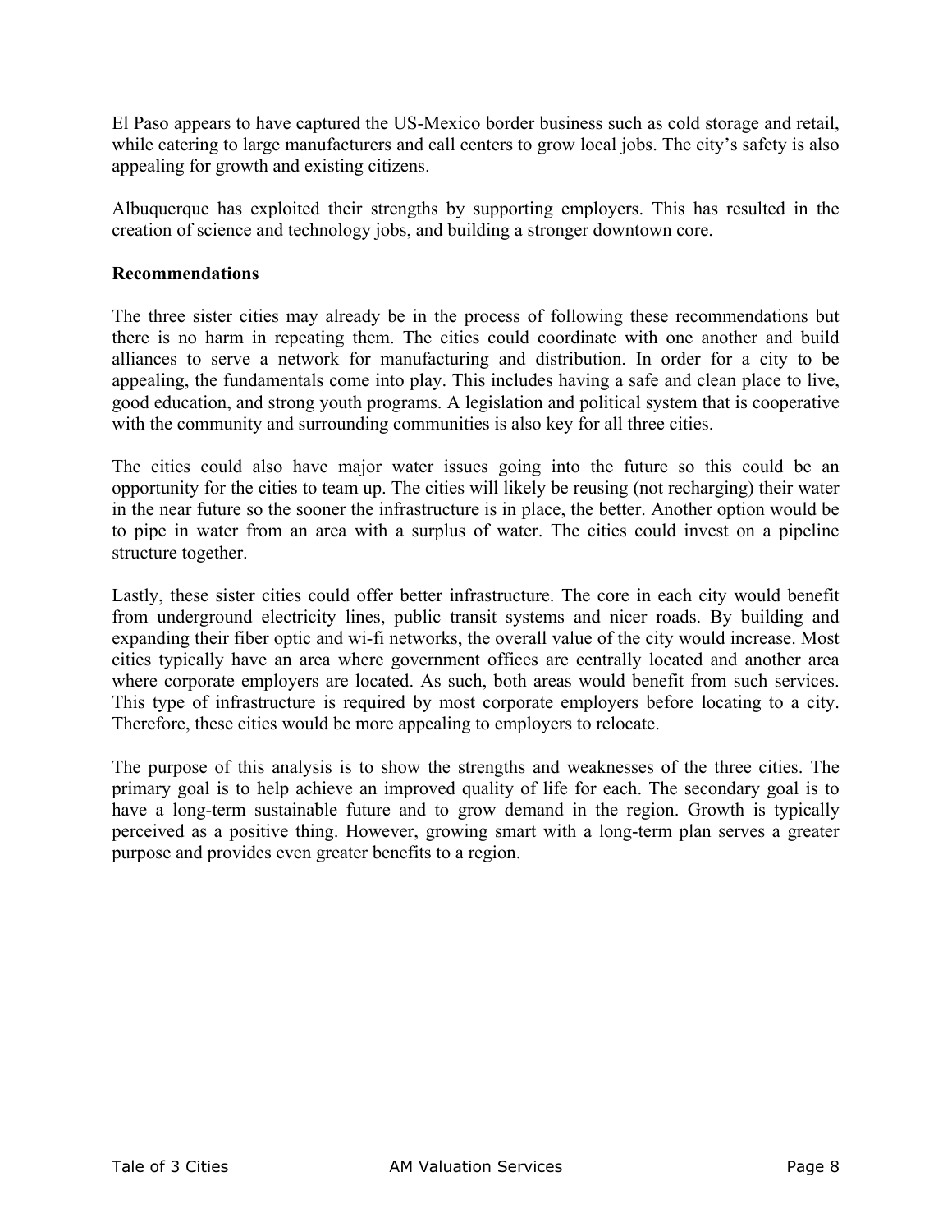El Paso appears to have captured the US-Mexico border business such as cold storage and retail, while catering to large manufacturers and call centers to grow local jobs. The city's safety is also appealing for growth and existing citizens.

Albuquerque has exploited their strengths by supporting employers. This has resulted in the creation of science and technology jobs, and building a stronger downtown core.

**Recommendations**

The three sister cities may already be in the process of following these recommendations but there is no harm in repeating them. The cities could coordinate with one another and build alliances to serve a network for manufacturing and distribution. In order for a city to be appealing, the fundamentals come into play. This includes having a safe and clean place to live, good education, and strong youth programs. A legislation and political system that is cooperative with the community and surrounding communities is also key for all three cities.

The cities could also have major water issues going into the future so this could be an opportunity for the cities to team up. The cities will likely be reusing (not recharging) their water in the near future so the sooner the infrastructure is in place, the better. Another option would be to pipe in water from an area with a surplus of water. The cities could invest on a pipeline structure together.

Lastly, these sister cities could offer better infrastructure. The core in each city would benefit from underground electricity lines, public transit systems and nicer roads. By building and expanding their fiber optic and wi-fi networks, the overall value of the city would increase. Most cities typically have an area where government offices are centrally located and another area where corporate employers are located. As such, both areas would benefit from such services. This type of infrastructure is required by most corporate employers before locating to a city. Therefore, these cities would be more appealing to employers to relocate.

The purpose of this analysis is to show the strengths and weaknesses of the three cities. The primary goal is to help achieve an improved quality of life for each. The secondary goal is to have a long-term sustainable future and to grow demand in the region. Growth is typically perceived as a positive thing. However, growing smart with a long-term plan serves a greater purpose and provides even greater benefits to a region.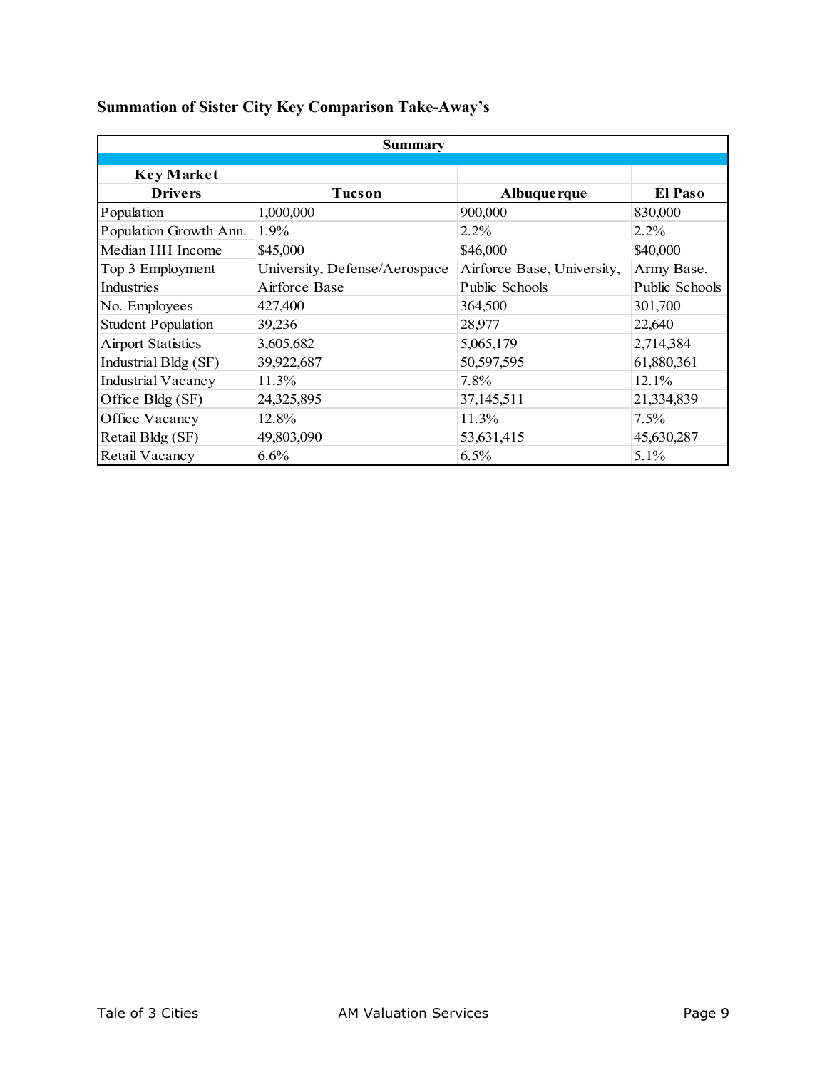**Summation of Sister City Key Comparison Take-Away's**

| Summary | | | |
|---|---|---|---|
| **Key Market Drivers** | **Tucson** | **Albuquerque** | **El Paso** |
| Population | 1,000,000 | 900,000 | 830,000 |
| Population Growth Ann. | 1.9% | 2.2% | 2.2% |
| Median HH Income | $45,000 | $46,000 | $40,000 |
| Top 3 Employment Industries | University, Defense/Aerospace Airforce Base | Airforce Base, University, Public Schools | Army Base, Public Schools |
| No. Employees | 427,400 | 364,500 | 301,700 |
| Student Population | 39,236 | 28,977 | 22,640 |
| Airport Statistics | 3,605,682 | 5,065,179 | 2,714,384 |
| Industrial Bldg (SF) | 39,922,687 | 50,597,595 | 61,880,361 |
| Industrial Vacancy | 11.3% | 7.8% | 12.1% |
| Office Bldg (SF) | 24,325,895 | 37,145,511 | 21,334,839 |
| Office Vacancy | 12.8% | 11.3% | 7.5% |
| Retail Bldg (SF) | 49,803,090 | 53,631,415 | 45,630,287 |
| Retail Vacancy | 6.6% | 6.5% | 5.1% |